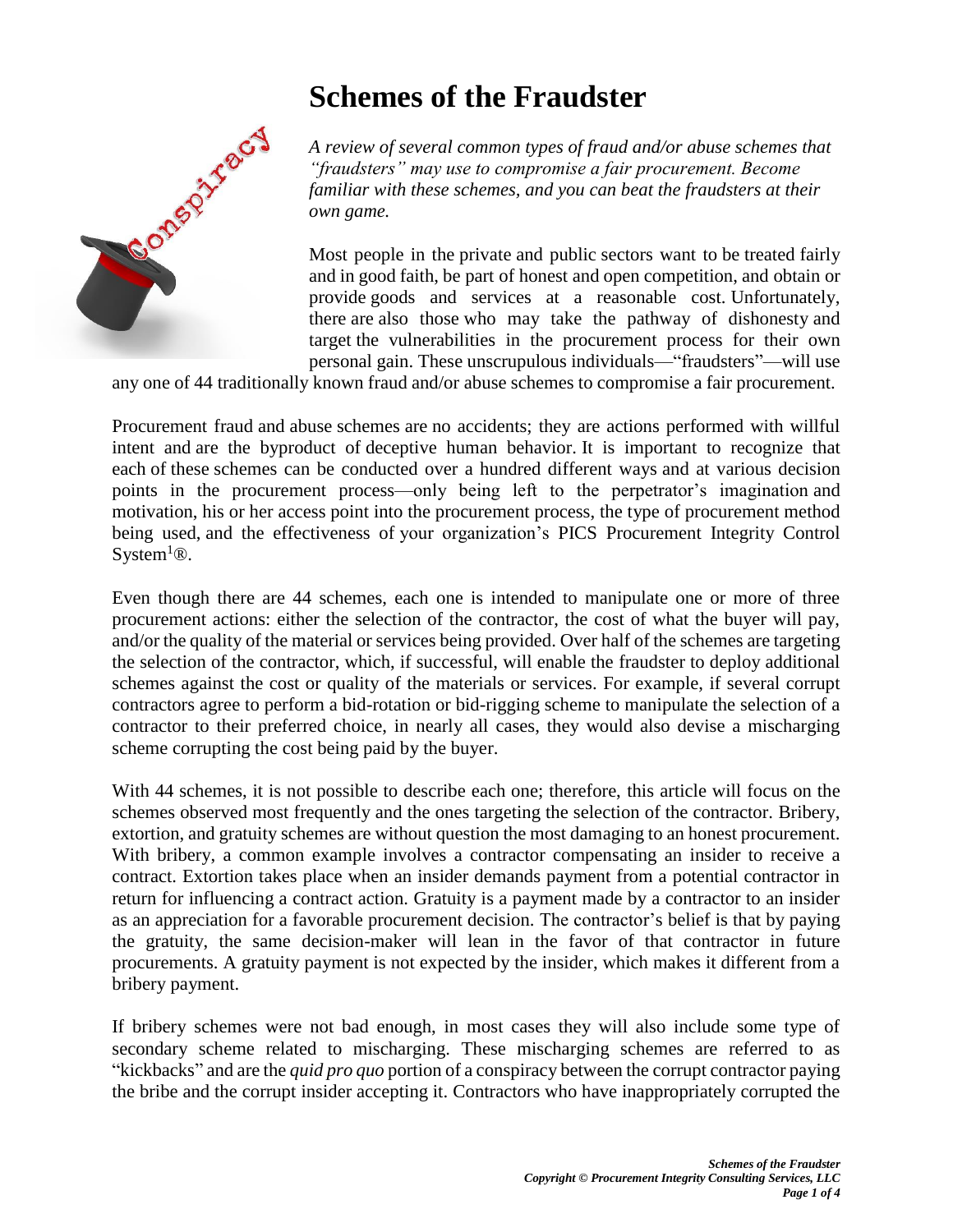# Schemes of the Fraudster

*A review of several common types of fraud and/or abuse schemes that "fraudsters" may use to compromise a fair procurement. Become familiar with these schemes, and you can beat the fraudsters at their own game.*

Most people in the private and public sectors want to be treated fairly and in good faith, be part of honest and open competition, and obtain or provide goods and services at a reasonable cost. Unfortunately, there are also those who may take the pathway of dishonesty and target the vulnerabilities in the procurement process for their own personal gain. These unscrupulous individuals—"fraudsters"—will use any one of 44 traditionally known fraud and/or abuse schemes to compromise a fair procurement.

Procurement fraud and abuse schemes are no accidents; they are actions performed with willful intent and are the byproduct of deceptive human behavior. It is important to recognize that each of these schemes can be conducted over a hundred different ways and at various decision points in the procurement process—only being left to the perpetrator's imagination and motivation, his or her access point into the procurement process, the type of procurement method being used, and the effectiveness of your organization's PICS Procurement Integrity Control System[1]®.

Even though there are 44 schemes, each one is intended to manipulate one or more of three procurement actions: either the selection of the contractor, the cost of what the buyer will pay, and/or the quality of the material or services being provided. Over half of the schemes are targeting the selection of the contractor, which, if successful, will enable the fraudster to deploy additional schemes against the cost or quality of the materials or services. For example, if several corrupt contractors agree to perform a bid-rotation or bid-rigging scheme to manipulate the selection of a contractor to their preferred choice, in nearly all cases, they would also devise a mischarging scheme corrupting the cost being paid by the buyer.

With 44 schemes, it is not possible to describe each one; therefore, this article will focus on the schemes observed most frequently and the ones targeting the selection of the contractor. Bribery, extortion, and gratuity schemes are without question the most damaging to an honest procurement. With bribery, a common example involves a contractor compensating an insider to receive a contract. Extortion takes place when an insider demands payment from a potential contractor in return for influencing a contract action. Gratuity is a payment made by a contractor to an insider as an appreciation for a favorable procurement decision. The contractor's belief is that by paying the gratuity, the same decision-maker will lean in the favor of that contractor in future procurements. A gratuity payment is not expected by the insider, which makes it different from a bribery payment.

If bribery schemes were not bad enough, in most cases they will also include some type of secondary scheme related to mischarging. These mischarging schemes are referred to as "kickbacks" and are the *quid pro quo* portion of a conspiracy between the corrupt contractor paying the bribe and the corrupt insider accepting it. Contractors who have inappropriately corrupted the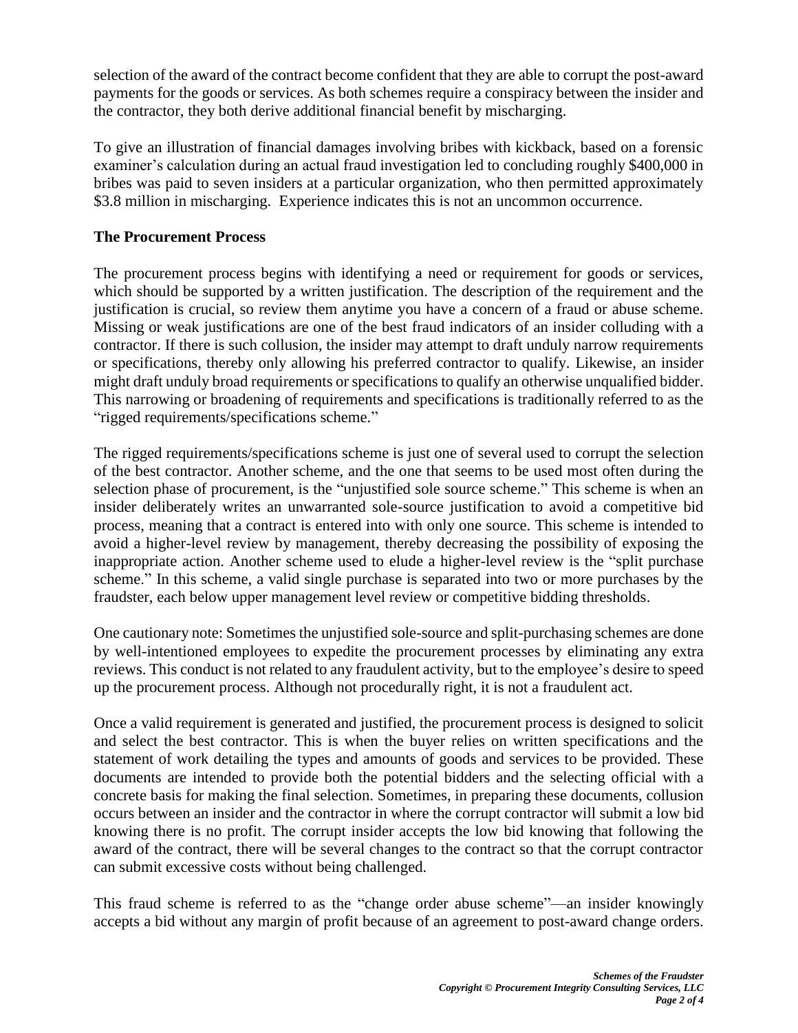selection of the award of the contract become confident that they are able to corrupt the post-award payments for the goods or services. As both schemes require a conspiracy between the insider and the contractor, they both derive additional financial benefit by mischarging.

To give an illustration of financial damages involving bribes with kickback, based on a forensic examiner's calculation during an actual fraud investigation led to concluding roughly $400,000 in bribes was paid to seven insiders at a particular organization, who then permitted approximately $3.8 million in mischarging. Experience indicates this is not an uncommon occurrence.

**The Procurement Process**

The procurement process begins with identifying a need or requirement for goods or services, which should be supported by a written justification. The description of the requirement and the justification is crucial, so review them anytime you have a concern of a fraud or abuse scheme. Missing or weak justifications are one of the best fraud indicators of an insider colluding with a contractor. If there is such collusion, the insider may attempt to draft unduly narrow requirements or specifications, thereby only allowing his preferred contractor to qualify. Likewise, an insider might draft unduly broad requirements or specifications to qualify an otherwise unqualified bidder. This narrowing or broadening of requirements and specifications is traditionally referred to as the "rigged requirements/specifications scheme."

The rigged requirements/specifications scheme is just one of several used to corrupt the selection of the best contractor. Another scheme, and the one that seems to be used most often during the selection phase of procurement, is the "unjustified sole source scheme." This scheme is when an insider deliberately writes an unwarranted sole-source justification to avoid a competitive bid process, meaning that a contract is entered into with only one source. This scheme is intended to avoid a higher-level review by management, thereby decreasing the possibility of exposing the inappropriate action. Another scheme used to elude a higher-level review is the "split purchase scheme." In this scheme, a valid single purchase is separated into two or more purchases by the fraudster, each below upper management level review or competitive bidding thresholds.

One cautionary note: Sometimes the unjustified sole-source and split-purchasing schemes are done by well-intentioned employees to expedite the procurement processes by eliminating any extra reviews. This conduct is not related to any fraudulent activity, but to the employee's desire to speed up the procurement process. Although not procedurally right, it is not a fraudulent act.

Once a valid requirement is generated and justified, the procurement process is designed to solicit and select the best contractor. This is when the buyer relies on written specifications and the statement of work detailing the types and amounts of goods and services to be provided. These documents are intended to provide both the potential bidders and the selecting official with a concrete basis for making the final selection. Sometimes, in preparing these documents, collusion occurs between an insider and the contractor in where the corrupt contractor will submit a low bid knowing there is no profit. The corrupt insider accepts the low bid knowing that following the award of the contract, there will be several changes to the contract so that the corrupt contractor can submit excessive costs without being challenged.

This fraud scheme is referred to as the "change order abuse scheme"—an insider knowingly accepts a bid without any margin of profit because of an agreement to post-award change orders.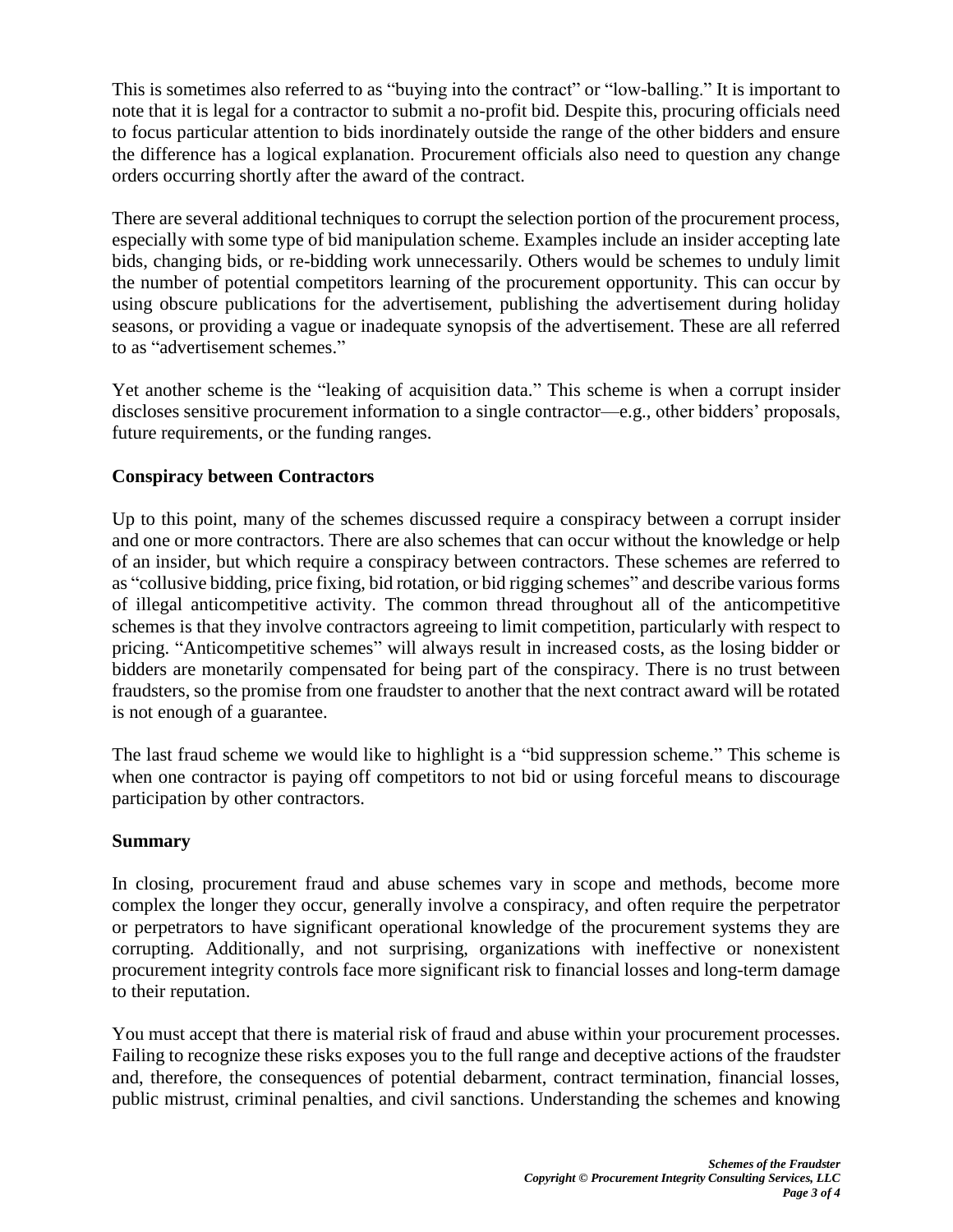This is sometimes also referred to as "buying into the contract" or "low-balling." It is important to note that it is legal for a contractor to submit a no-profit bid. Despite this, procuring officials need to focus particular attention to bids inordinately outside the range of the other bidders and ensure the difference has a logical explanation. Procurement officials also need to question any change orders occurring shortly after the award of the contract.

There are several additional techniques to corrupt the selection portion of the procurement process, especially with some type of bid manipulation scheme. Examples include an insider accepting late bids, changing bids, or re-bidding work unnecessarily. Others would be schemes to unduly limit the number of potential competitors learning of the procurement opportunity. This can occur by using obscure publications for the advertisement, publishing the advertisement during holiday seasons, or providing a vague or inadequate synopsis of the advertisement. These are all referred to as "advertisement schemes."

Yet another scheme is the "leaking of acquisition data." This scheme is when a corrupt insider discloses sensitive procurement information to a single contractor—e.g., other bidders' proposals, future requirements, or the funding ranges.

**Conspiracy between Contractors**

Up to this point, many of the schemes discussed require a conspiracy between a corrupt insider and one or more contractors. There are also schemes that can occur without the knowledge or help of an insider, but which require a conspiracy between contractors. These schemes are referred to as "collusive bidding, price fixing, bid rotation, or bid rigging schemes" and describe various forms of illegal anticompetitive activity. The common thread throughout all of the anticompetitive schemes is that they involve contractors agreeing to limit competition, particularly with respect to pricing. "Anticompetitive schemes" will always result in increased costs, as the losing bidder or bidders are monetarily compensated for being part of the conspiracy. There is no trust between fraudsters, so the promise from one fraudster to another that the next contract award will be rotated is not enough of a guarantee.

The last fraud scheme we would like to highlight is a "bid suppression scheme." This scheme is when one contractor is paying off competitors to not bid or using forceful means to discourage participation by other contractors.

**Summary**

In closing, procurement fraud and abuse schemes vary in scope and methods, become more complex the longer they occur, generally involve a conspiracy, and often require the perpetrator or perpetrators to have significant operational knowledge of the procurement systems they are corrupting. Additionally, and not surprising, organizations with ineffective or nonexistent procurement integrity controls face more significant risk to financial losses and long-term damage to their reputation.

You must accept that there is material risk of fraud and abuse within your procurement processes. Failing to recognize these risks exposes you to the full range and deceptive actions of the fraudster and, therefore, the consequences of potential debarment, contract termination, financial losses, public mistrust, criminal penalties, and civil sanctions. Understanding the schemes and knowing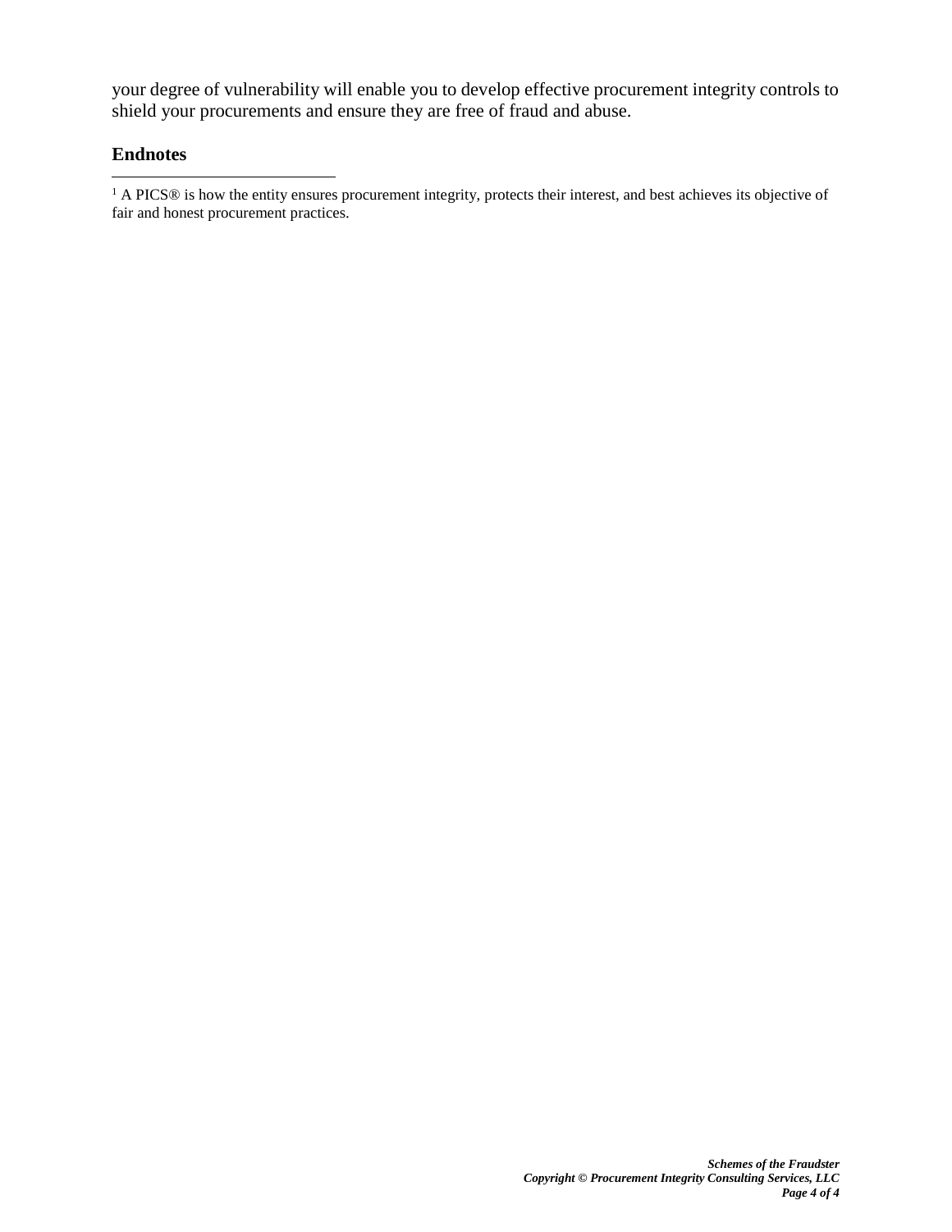your degree of vulnerability will enable you to develop effective procurement integrity controls to shield your procurements and ensure they are free of fraud and abuse.

## Endnotes

[1] A PICS® is how the entity ensures procurement integrity, protects their interest, and best achieves its objective of fair and honest procurement practices.